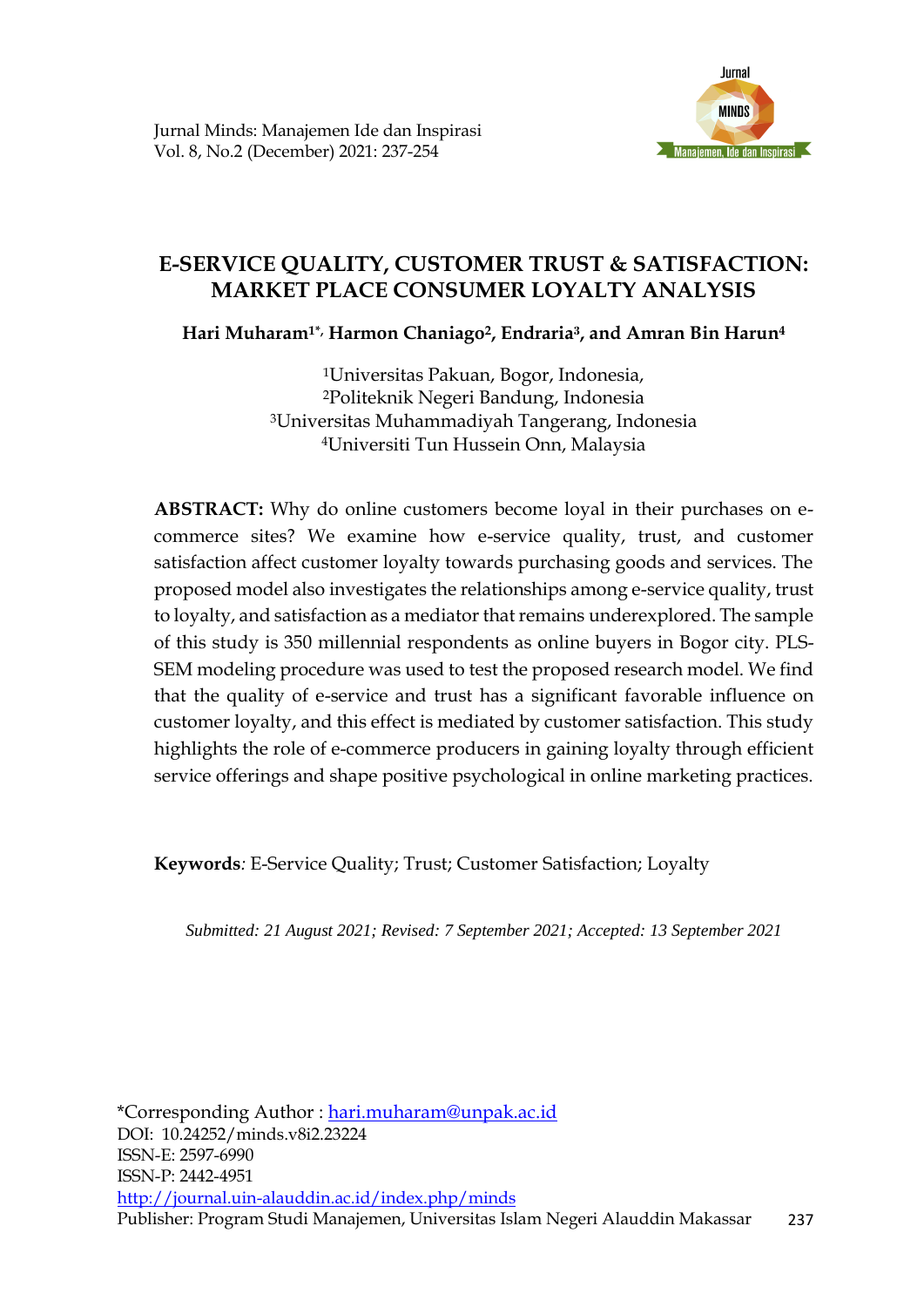# E-SERVICE QUALITY, CUSTOMER TRUST & SATISFACTION: MARKET PLACE CONSUMER LOYALTY ANALYSIS

**Hari Muharam[1*], Harmon Chaniago[2], Endraria[3], and Amran Bin Harun[4]**

[1]Universitas Pakuan, Bogor, Indonesia,
[2]Politeknik Negeri Bandung, Indonesia
[3]Universitas Muhammadiyah Tangerang, Indonesia
[4]Universiti Tun Hussein Onn, Malaysia

**ABSTRACT:** Why do online customers become loyal in their purchases on e-commerce sites? We examine how e-service quality, trust, and customer satisfaction affect customer loyalty towards purchasing goods and services. The proposed model also investigates the relationships among e-service quality, trust to loyalty, and satisfaction as a mediator that remains underexplored. The sample of this study is 350 millennial respondents as online buyers in Bogor city. PLS-SEM modeling procedure was used to test the proposed research model. We find that the quality of e-service and trust has a significant favorable influence on customer loyalty, and this effect is mediated by customer satisfaction. This study highlights the role of e-commerce producers in gaining loyalty through efficient service offerings and shape positive psychological in online marketing practices.

**Keywords***:* E-Service Quality; Trust; Customer Satisfaction; Loyalty

*Submitted: 21 August 2021; Revised: 7 September 2021; Accepted: 13 September 2021*

*Corresponding Author : hari.muharam@unpak.ac.id
DOI: 10.24252/minds.v8i2.23224
ISSN-E: 2597-6990
ISSN-P: 2442-4951
http://journal.uin-alauddin.ac.id/index.php/minds
Publisher: Program Studi Manajemen, Universitas Islam Negeri Alauddin Makassar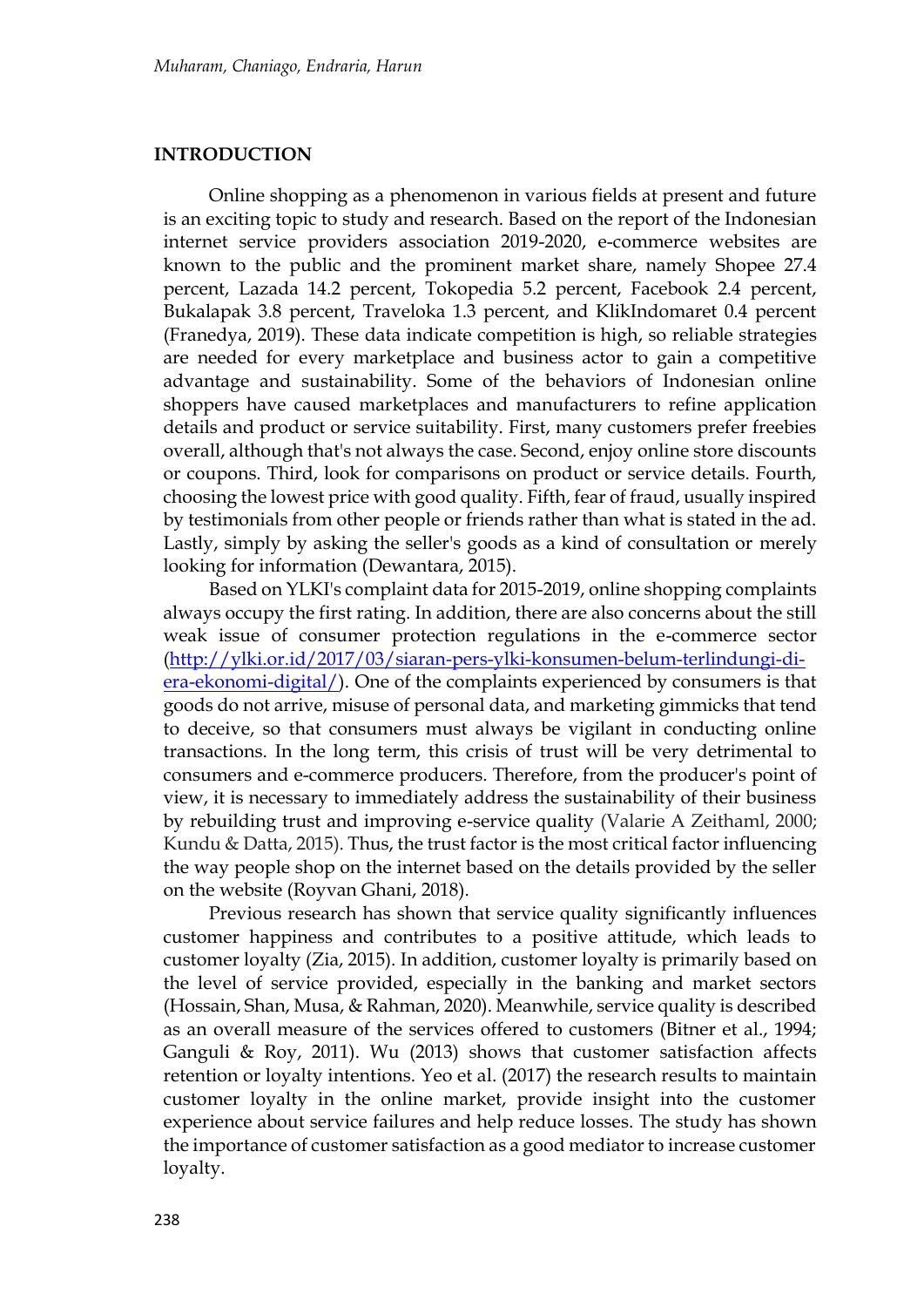## INTRODUCTION

Online shopping as a phenomenon in various fields at present and future is an exciting topic to study and research. Based on the report of the Indonesian internet service providers association 2019-2020, e-commerce websites are known to the public and the prominent market share, namely Shopee 27.4 percent, Lazada 14.2 percent, Tokopedia 5.2 percent, Facebook 2.4 percent, Bukalapak 3.8 percent, Traveloka 1.3 percent, and KlikIndomaret 0.4 percent (Franedya, 2019). These data indicate competition is high, so reliable strategies are needed for every marketplace and business actor to gain a competitive advantage and sustainability. Some of the behaviors of Indonesian online shoppers have caused marketplaces and manufacturers to refine application details and product or service suitability. First, many customers prefer freebies overall, although that's not always the case. Second, enjoy online store discounts or coupons. Third, look for comparisons on product or service details. Fourth, choosing the lowest price with good quality. Fifth, fear of fraud, usually inspired by testimonials from other people or friends rather than what is stated in the ad. Lastly, simply by asking the seller's goods as a kind of consultation or merely looking for information (Dewantara, 2015).

Based on YLKI's complaint data for 2015-2019, online shopping complaints always occupy the first rating. In addition, there are also concerns about the still weak issue of consumer protection regulations in the e-commerce sector (http://ylki.or.id/2017/03/siaran-pers-ylki-konsumen-belum-terlindungi-di-era-ekonomi-digital/). One of the complaints experienced by consumers is that goods do not arrive, misuse of personal data, and marketing gimmicks that tend to deceive, so that consumers must always be vigilant in conducting online transactions. In the long term, this crisis of trust will be very detrimental to consumers and e-commerce producers. Therefore, from the producer's point of view, it is necessary to immediately address the sustainability of their business by rebuilding trust and improving e-service quality (Valarie A Zeithaml, 2000; Kundu & Datta, 2015). Thus, the trust factor is the most critical factor influencing the way people shop on the internet based on the details provided by the seller on the website (Royvan Ghani, 2018).

Previous research has shown that service quality significantly influences customer happiness and contributes to a positive attitude, which leads to customer loyalty (Zia, 2015). In addition, customer loyalty is primarily based on the level of service provided, especially in the banking and market sectors (Hossain, Shan, Musa, & Rahman, 2020). Meanwhile, service quality is described as an overall measure of the services offered to customers (Bitner et al., 1994; Ganguli & Roy, 2011). Wu (2013) shows that customer satisfaction affects retention or loyalty intentions. Yeo et al. (2017) the research results to maintain customer loyalty in the online market, provide insight into the customer experience about service failures and help reduce losses. The study has shown the importance of customer satisfaction as a good mediator to increase customer loyalty.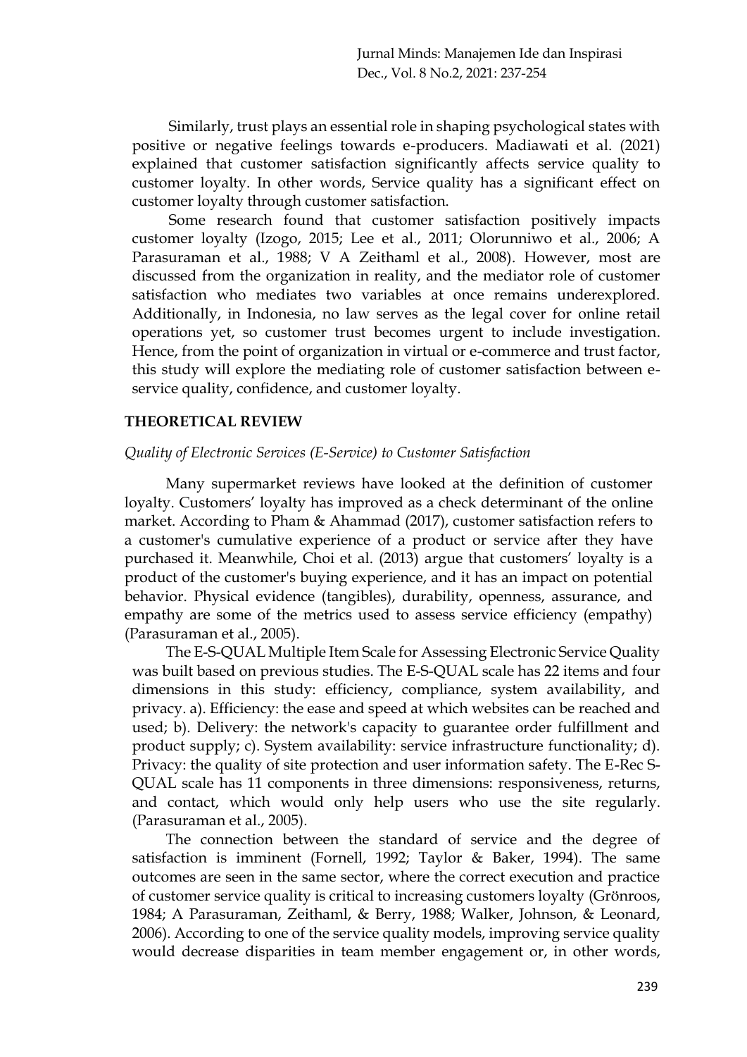Similarly, trust plays an essential role in shaping psychological states with positive or negative feelings towards e-producers. Madiawati et al. (2021) explained that customer satisfaction significantly affects service quality to customer loyalty. In other words, Service quality has a significant effect on customer loyalty through customer satisfaction.

Some research found that customer satisfaction positively impacts customer loyalty (Izogo, 2015; Lee et al., 2011; Olorunniwo et al., 2006; A Parasuraman et al., 1988; V A Zeithaml et al., 2008). However, most are discussed from the organization in reality, and the mediator role of customer satisfaction who mediates two variables at once remains underexplored. Additionally, in Indonesia, no law serves as the legal cover for online retail operations yet, so customer trust becomes urgent to include investigation. Hence, from the point of organization in virtual or e-commerce and trust factor, this study will explore the mediating role of customer satisfaction between e-service quality, confidence, and customer loyalty.

## THEORETICAL REVIEW

### *Quality of Electronic Services (E-Service) to Customer Satisfaction*

Many supermarket reviews have looked at the definition of customer loyalty. Customers' loyalty has improved as a check determinant of the online market. According to Pham & Ahammad (2017), customer satisfaction refers to a customer's cumulative experience of a product or service after they have purchased it. Meanwhile, Choi et al. (2013) argue that customers' loyalty is a product of the customer's buying experience, and it has an impact on potential behavior. Physical evidence (tangibles), durability, openness, assurance, and empathy are some of the metrics used to assess service efficiency (empathy) (Parasuraman et al., 2005).

The E-S-QUAL Multiple Item Scale for Assessing Electronic Service Quality was built based on previous studies. The E-S-QUAL scale has 22 items and four dimensions in this study: efficiency, compliance, system availability, and privacy. a). Efficiency: the ease and speed at which websites can be reached and used; b). Delivery: the network's capacity to guarantee order fulfillment and product supply; c). System availability: service infrastructure functionality; d). Privacy: the quality of site protection and user information safety. The E-Rec S-QUAL scale has 11 components in three dimensions: responsiveness, returns, and contact, which would only help users who use the site regularly. (Parasuraman et al., 2005).

The connection between the standard of service and the degree of satisfaction is imminent (Fornell, 1992; Taylor & Baker, 1994). The same outcomes are seen in the same sector, where the correct execution and practice of customer service quality is critical to increasing customers loyalty (Grönroos, 1984; A Parasuraman, Zeithaml, & Berry, 1988; Walker, Johnson, & Leonard, 2006). According to one of the service quality models, improving service quality would decrease disparities in team member engagement or, in other words,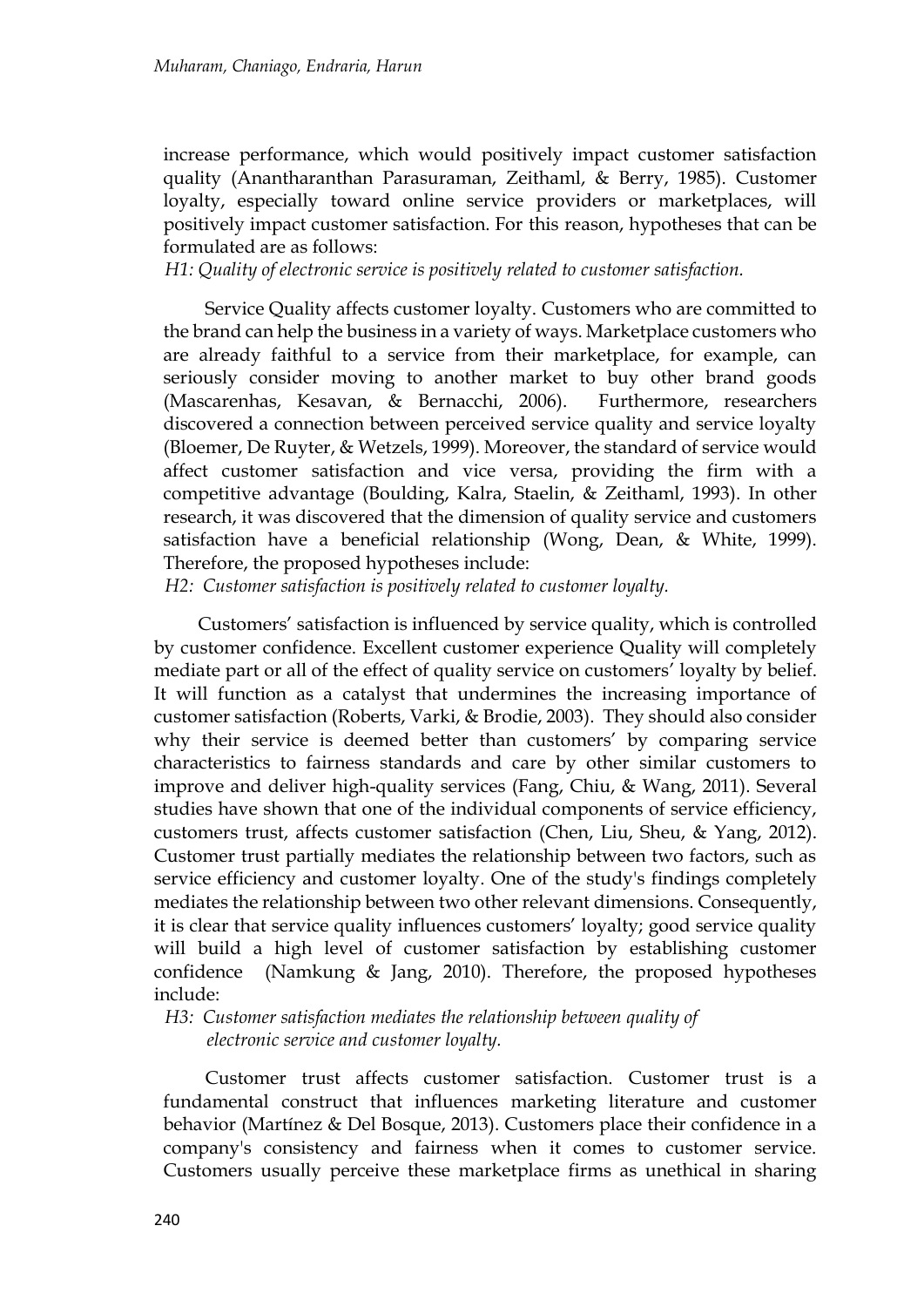increase performance, which would positively impact customer satisfaction quality (Anantharanthan Parasuraman, Zeithaml, & Berry, 1985). Customer loyalty, especially toward online service providers or marketplaces, will positively impact customer satisfaction. For this reason, hypotheses that can be formulated are as follows:

*H1: Quality of electronic service is positively related to customer satisfaction.*

Service Quality affects customer loyalty. Customers who are committed to the brand can help the business in a variety of ways. Marketplace customers who are already faithful to a service from their marketplace, for example, can seriously consider moving to another market to buy other brand goods (Mascarenhas, Kesavan, & Bernacchi, 2006). Furthermore, researchers discovered a connection between perceived service quality and service loyalty (Bloemer, De Ruyter, & Wetzels, 1999). Moreover, the standard of service would affect customer satisfaction and vice versa, providing the firm with a competitive advantage (Boulding, Kalra, Staelin, & Zeithaml, 1993). In other research, it was discovered that the dimension of quality service and customers satisfaction have a beneficial relationship (Wong, Dean, & White, 1999). Therefore, the proposed hypotheses include:

*H2: Customer satisfaction is positively related to customer loyalty.*

Customers' satisfaction is influenced by service quality, which is controlled by customer confidence. Excellent customer experience Quality will completely mediate part or all of the effect of quality service on customers' loyalty by belief. It will function as a catalyst that undermines the increasing importance of customer satisfaction (Roberts, Varki, & Brodie, 2003). They should also consider why their service is deemed better than customers' by comparing service characteristics to fairness standards and care by other similar customers to improve and deliver high-quality services (Fang, Chiu, & Wang, 2011). Several studies have shown that one of the individual components of service efficiency, customers trust, affects customer satisfaction (Chen, Liu, Sheu, & Yang, 2012). Customer trust partially mediates the relationship between two factors, such as service efficiency and customer loyalty. One of the study's findings completely mediates the relationship between two other relevant dimensions. Consequently, it is clear that service quality influences customers' loyalty; good service quality will build a high level of customer satisfaction by establishing customer confidence (Namkung & Jang, 2010). Therefore, the proposed hypotheses include:

*H3: Customer satisfaction mediates the relationship between quality of electronic service and customer loyalty.*

Customer trust affects customer satisfaction. Customer trust is a fundamental construct that influences marketing literature and customer behavior (Martínez & Del Bosque, 2013). Customers place their confidence in a company's consistency and fairness when it comes to customer service. Customers usually perceive these marketplace firms as unethical in sharing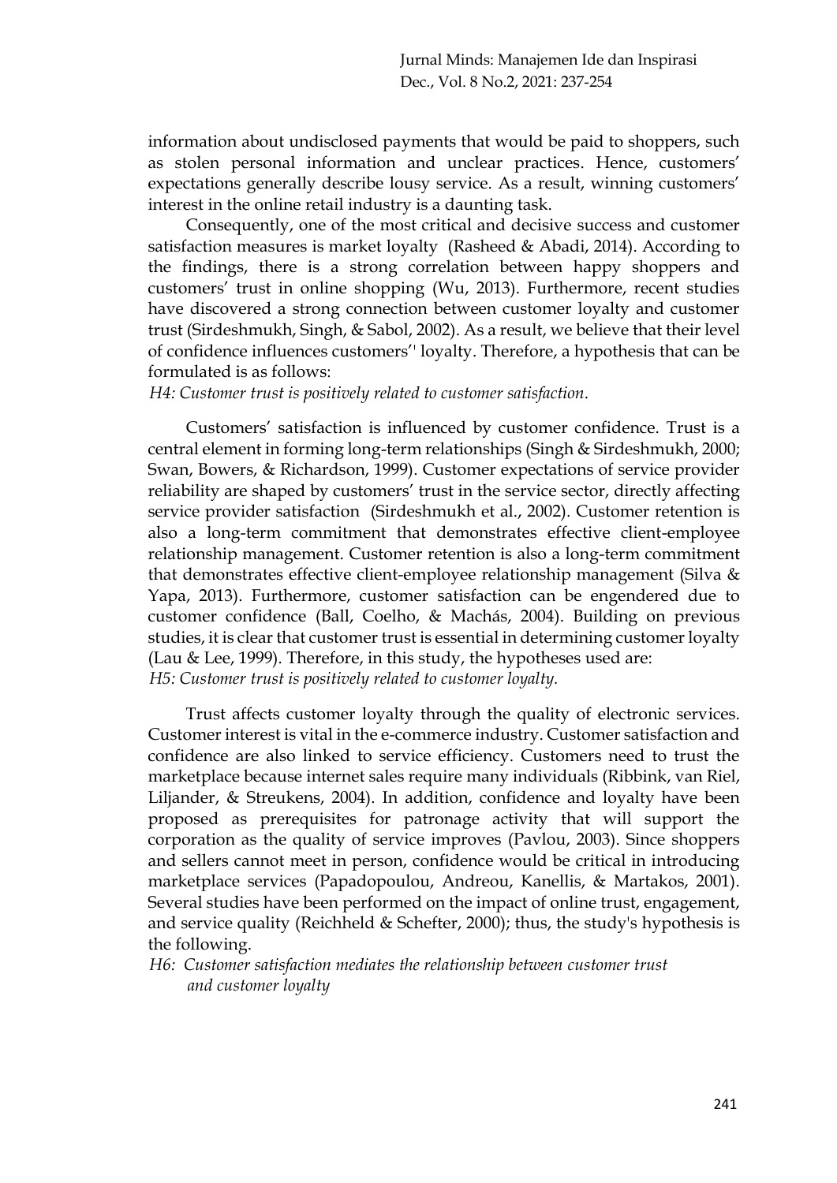information about undisclosed payments that would be paid to shoppers, such as stolen personal information and unclear practices. Hence, customers' expectations generally describe lousy service. As a result, winning customers' interest in the online retail industry is a daunting task.

Consequently, one of the most critical and decisive success and customer satisfaction measures is market loyalty (Rasheed & Abadi, 2014). According to the findings, there is a strong correlation between happy shoppers and customers' trust in online shopping (Wu, 2013). Furthermore, recent studies have discovered a strong connection between customer loyalty and customer trust (Sirdeshmukh, Singh, & Sabol, 2002). As a result, we believe that their level of confidence influences customers'' loyalty. Therefore, a hypothesis that can be formulated is as follows:

*H4: Customer trust is positively related to customer satisfaction.*

Customers' satisfaction is influenced by customer confidence. Trust is a central element in forming long-term relationships (Singh & Sirdeshmukh, 2000; Swan, Bowers, & Richardson, 1999). Customer expectations of service provider reliability are shaped by customers'' trust in the service sector, directly affecting service provider satisfaction (Sirdeshmukh et al., 2002). Customer retention is also a long-term commitment that demonstrates effective client-employee relationship management. Customer retention is also a long-term commitment that demonstrates effective client-employee relationship management (Silva & Yapa, 2013). Furthermore, customer satisfaction can be engendered due to customer confidence (Ball, Coelho, & Machás, 2004). Building on previous studies, it is clear that customer trust is essential in determining customer loyalty (Lau & Lee, 1999). Therefore, in this study, the hypotheses used are:

*H5: Customer trust is positively related to customer loyalty.*

Trust affects customer loyalty through the quality of electronic services. Customer interest is vital in the e-commerce industry. Customer satisfaction and confidence are also linked to service efficiency. Customers need to trust the marketplace because internet sales require many individuals (Ribbink, van Riel, Liljander, & Streukens, 2004). In addition, confidence and loyalty have been proposed as prerequisites for patronage activity that will support the corporation as the quality of service improves (Pavlou, 2003). Since shoppers and sellers cannot meet in person, confidence would be critical in introducing marketplace services (Papadopoulou, Andreou, Kanellis, & Martakos, 2001). Several studies have been performed on the impact of online trust, engagement, and service quality (Reichheld & Schefter, 2000); thus, the study's hypothesis is the following.

*H6: Customer satisfaction mediates the relationship between customer trust and customer loyalty*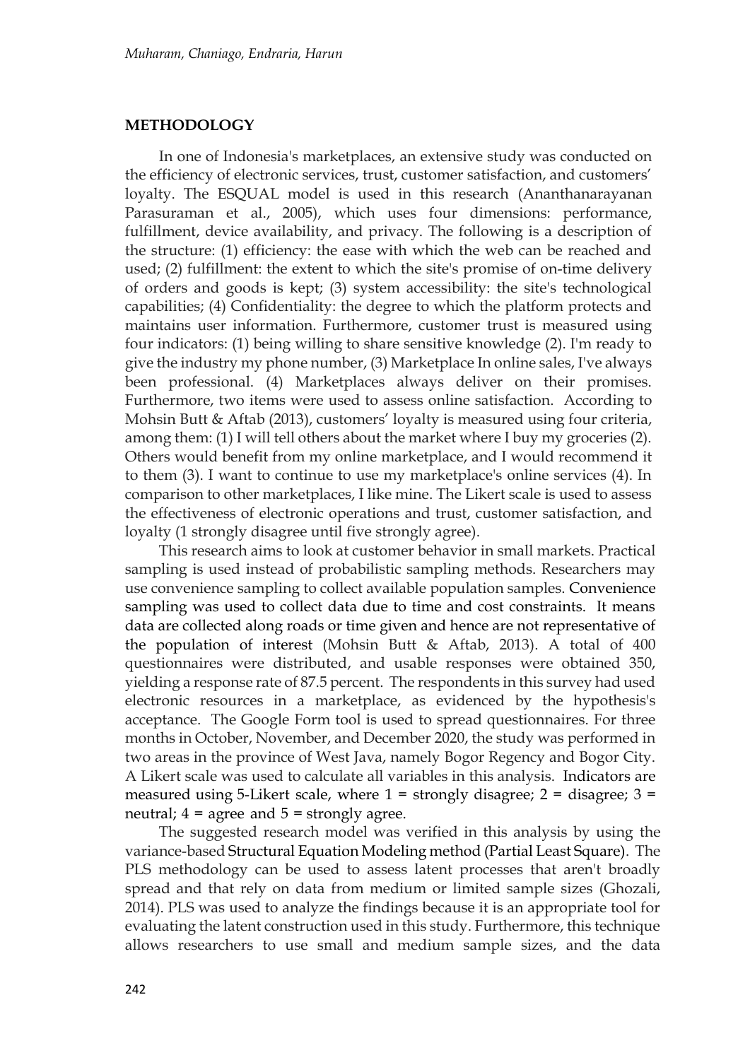## METHODOLOGY

In one of Indonesia's marketplaces, an extensive study was conducted on the efficiency of electronic services, trust, customer satisfaction, and customers' loyalty. The ESQUAL model is used in this research (Ananthanarayanan Parasuraman et al., 2005), which uses four dimensions: performance, fulfillment, device availability, and privacy. The following is a description of the structure: (1) efficiency: the ease with which the web can be reached and used; (2) fulfillment: the extent to which the site's promise of on-time delivery of orders and goods is kept; (3) system accessibility: the site's technological capabilities; (4) Confidentiality: the degree to which the platform protects and maintains user information. Furthermore, customer trust is measured using four indicators: (1) being willing to share sensitive knowledge (2). I'm ready to give the industry my phone number, (3) Marketplace In online sales, I've always been professional. (4) Marketplaces always deliver on their promises. Furthermore, two items were used to assess online satisfaction. According to Mohsin Butt & Aftab (2013), customers' loyalty is measured using four criteria, among them: (1) I will tell others about the market where I buy my groceries (2). Others would benefit from my online marketplace, and I would recommend it to them (3). I want to continue to use my marketplace's online services (4). In comparison to other marketplaces, I like mine. The Likert scale is used to assess the effectiveness of electronic operations and trust, customer satisfaction, and loyalty (1 strongly disagree until five strongly agree).

This research aims to look at customer behavior in small markets. Practical sampling is used instead of probabilistic sampling methods. Researchers may use convenience sampling to collect available population samples. Convenience sampling was used to collect data due to time and cost constraints. It means data are collected along roads or time given and hence are not representative of the population of interest (Mohsin Butt & Aftab, 2013). A total of 400 questionnaires were distributed, and usable responses were obtained 350, yielding a response rate of 87.5 percent. The respondents in this survey had used electronic resources in a marketplace, as evidenced by the hypothesis's acceptance. The Google Form tool is used to spread questionnaires. For three months in October, November, and December 2020, the study was performed in two areas in the province of West Java, namely Bogor Regency and Bogor City. A Likert scale was used to calculate all variables in this analysis. Indicators are measured using 5-Likert scale, where 1 = strongly disagree; 2 = disagree; 3 = neutral; 4 = agree and 5 = strongly agree.

The suggested research model was verified in this analysis by using the variance-based Structural Equation Modeling method (Partial Least Square). The PLS methodology can be used to assess latent processes that aren't broadly spread and that rely on data from medium or limited sample sizes (Ghozali, 2014). PLS was used to analyze the findings because it is an appropriate tool for evaluating the latent construction used in this study. Furthermore, this technique allows researchers to use small and medium sample sizes, and the data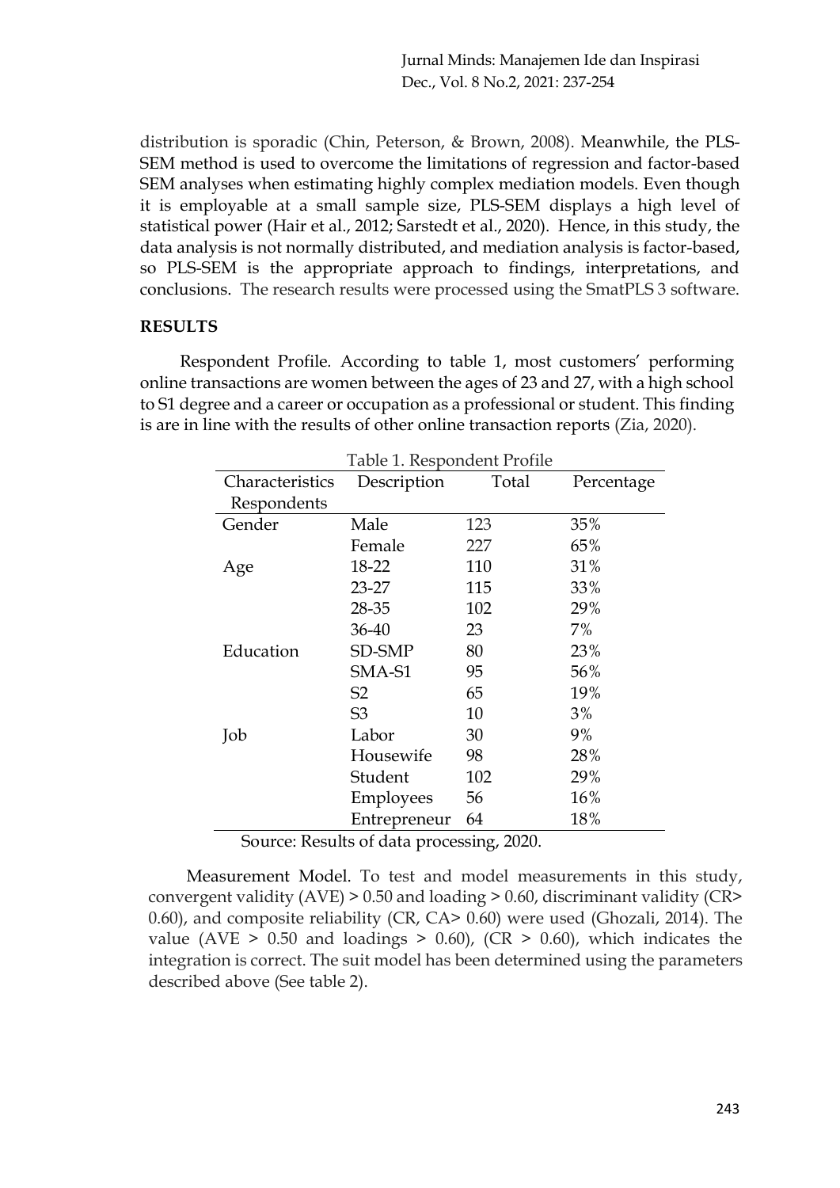distribution is sporadic (Chin, Peterson, & Brown, 2008). Meanwhile, the PLS-SEM method is used to overcome the limitations of regression and factor-based SEM analyses when estimating highly complex mediation models. Even though it is employable at a small sample size, PLS-SEM displays a high level of statistical power (Hair et al., 2012; Sarstedt et al., 2020). Hence, in this study, the data analysis is not normally distributed, and mediation analysis is factor-based, so PLS-SEM is the appropriate approach to findings, interpretations, and conclusions. The research results were processed using the SmatPLS 3 software.

## RESULTS

Respondent Profile. According to table 1, most customers' performing online transactions are women between the ages of 23 and 27, with a high school to S1 degree and a career or occupation as a professional or student. This finding is are in line with the results of other online transaction reports (Zia, 2020).

Table 1. Respondent Profile

| Characteristics Respondents | Description | Total | Percentage |
|---|---|---|---|
| Gender | Male | 123 | 35% |
| | Female | 227 | 65% |
| Age | 18-22 | 110 | 31% |
| | 23-27 | 115 | 33% |
| | 28-35 | 102 | 29% |
| | 36-40 | 23 | 7% |
| Education | SD-SMP | 80 | 23% |
| | SMA-S1 | 95 | 56% |
| | S2 | 65 | 19% |
| | S3 | 10 | 3% |
| Job | Labor | 30 | 9% |
| | Housewife | 98 | 28% |
| | Student | 102 | 29% |
| | Employees | 56 | 16% |
| | Entrepreneur | 64 | 18% |

Source: Results of data processing, 2020.

Measurement Model. To test and model measurements in this study, convergent validity (AVE) > 0.50 and loading > 0.60, discriminant validity (CR> 0.60), and composite reliability (CR, CA> 0.60) were used (Ghozali, 2014). The value (AVE > 0.50 and loadings > 0.60), (CR > 0.60), which indicates the integration is correct. The suit model has been determined using the parameters described above (See table 2).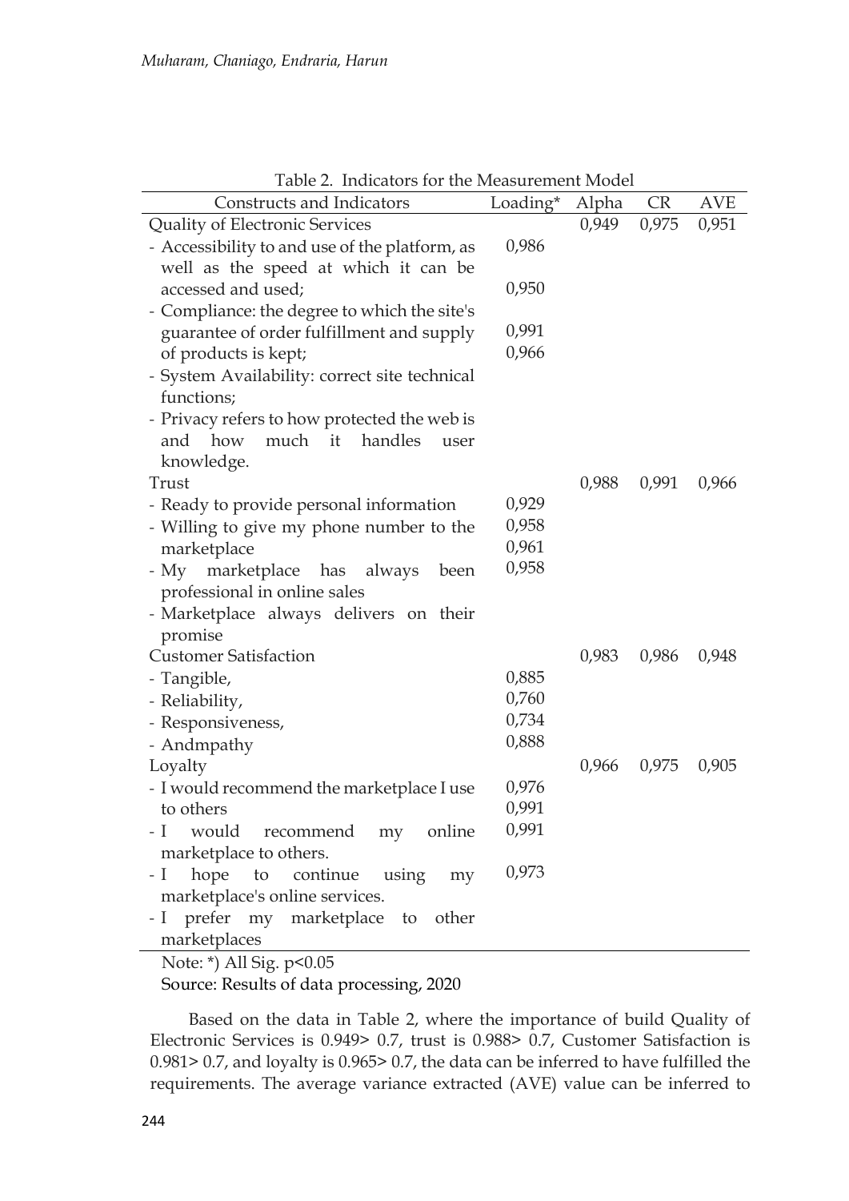Table 2. Indicators for the Measurement Model

| Constructs and Indicators | Loading* | Alpha | CR | AVE |
|---|---|---|---|---|
| Quality of Electronic Services | | 0,949 | 0,975 | 0,951 |
| - Accessibility to and use of the platform, as well as the speed at which it can be accessed and used; | 0,986 | | | |
| - Compliance: the degree to which the site's guarantee of order fulfillment and supply of products is kept; | 0,950 | | | |
| - System Availability: correct site technical functions; | 0,991 | | | |
| - Privacy refers to how protected the web is and how much it handles user knowledge. | 0,966 | | | |
| Trust | | 0,988 | 0,991 | 0,966 |
| - Ready to provide personal information | 0,929 | | | |
| - Willing to give my phone number to the marketplace | 0,958 | | | |
| - My marketplace has always been professional in online sales | 0,961 | | | |
| - Marketplace always delivers on their promise | 0,958 | | | |
| Customer Satisfaction | | 0,983 | 0,986 | 0,948 |
| - Tangible, | 0,885 | | | |
| - Reliability, | 0,760 | | | |
| - Responsiveness, | 0,734 | | | |
| - Andmpathy | 0,888 | | | |
| Loyalty | | 0,966 | 0,975 | 0,905 |
| - I would recommend the marketplace I use to others | 0,976 | | | |
| - I would recommend my online marketplace to others. | 0,991 | | | |
| - I hope to continue using my marketplace's online services. | 0,991 | | | |
| - I prefer my marketplace to other marketplaces | 0,973 | | | |

Note: *) All Sig. $p<0.05$

Source: Results of data processing, 2020

Based on the data in Table 2, where the importance of build Quality of Electronic Services is 0.949> 0.7, trust is 0.988> 0.7, Customer Satisfaction is 0.981> 0.7, and loyalty is 0.965> 0.7, the data can be inferred to have fulfilled the requirements. The average variance extracted (AVE) value can be inferred to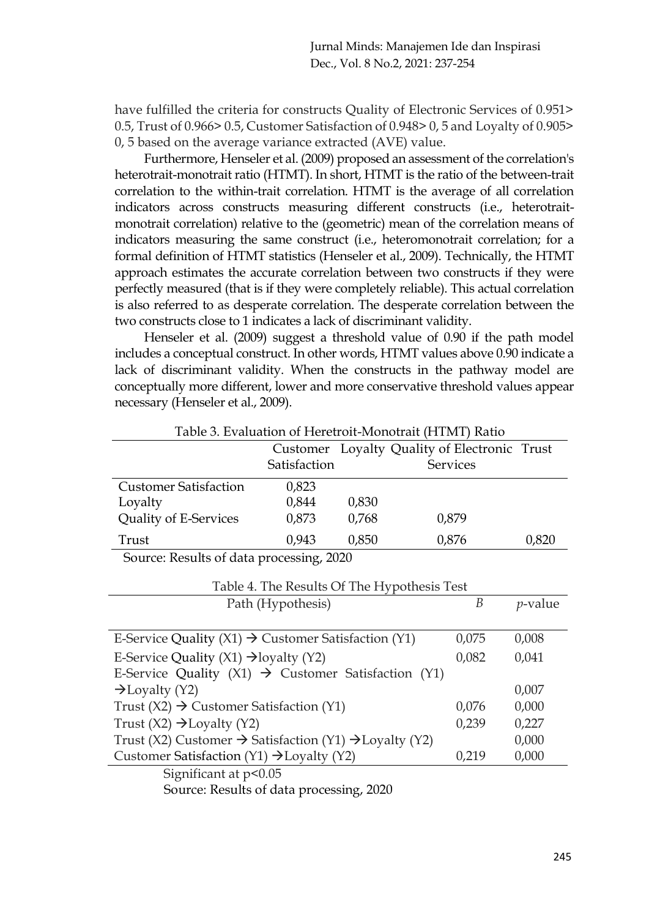have fulfilled the criteria for constructs Quality of Electronic Services of 0.951> 0.5, Trust of 0.966> 0.5, Customer Satisfaction of 0.948> 0, 5 and Loyalty of 0.905> 0, 5 based on the average variance extracted (AVE) value.

Furthermore, Henseler et al. (2009) proposed an assessment of the correlation's heterotrait-monotrait ratio (HTMT). In short, HTMT is the ratio of the between-trait correlation to the within-trait correlation. HTMT is the average of all correlation indicators across constructs measuring different constructs (i.e., heterotrait-monotrait correlation) relative to the (geometric) mean of the correlation means of indicators measuring the same construct (i.e., heteromonotrait correlation; for a formal definition of HTMT statistics (Henseler et al., 2009). Technically, the HTMT approach estimates the accurate correlation between two constructs if they were perfectly measured (that is if they were completely reliable). This actual correlation is also referred to as desperate correlation. The desperate correlation between the two constructs close to 1 indicates a lack of discriminant validity.

Henseler et al. (2009) suggest a threshold value of 0.90 if the path model includes a conceptual construct. In other words, HTMT values above 0.90 indicate a lack of discriminant validity. When the constructs in the pathway model are conceptually more different, lower and more conservative threshold values appear necessary (Henseler et al., 2009).

Table 3. Evaluation of Heretroit-Monotrait (HTMT) Ratio

| | Customer Satisfaction | Loyalty | Quality of Electronic Services | Trust |
|---|---|---|---|---|
| Customer Satisfaction | 0,823 | | | |
| Loyalty | 0,844 | 0,830 | | |
| Quality of E-Services | 0,873 | 0,768 | 0,879 | |
| Trust | 0,943 | 0,850 | 0,876 | 0,820 |

Source: Results of data processing, 2020

Table 4. The Results Of The Hypothesis Test

| Path (Hypothesis) | *B* | *p*-value |
|---|---|---|
| E-Service Quality (X1) → Customer Satisfaction (Y1) | 0,075 | 0,008 |
| E-Service Quality (X1) →loyalty (Y2) | 0,082 | 0,041 |
| E-Service Quality (X1) → Customer Satisfaction (Y1) →Loyalty (Y2) | | 0,007 |
| Trust (X2) → Customer Satisfaction (Y1) | 0,076 | 0,000 |
| Trust (X2) →Loyalty (Y2) | 0,239 | 0,227 |
| Trust (X2) Customer → Satisfaction (Y1) →Loyalty (Y2) | | 0,000 |
| Customer Satisfaction (Y1) →Loyalty (Y2) | 0,219 | 0,000 |

Significant at $p<0.05$

Source: Results of data processing, 2020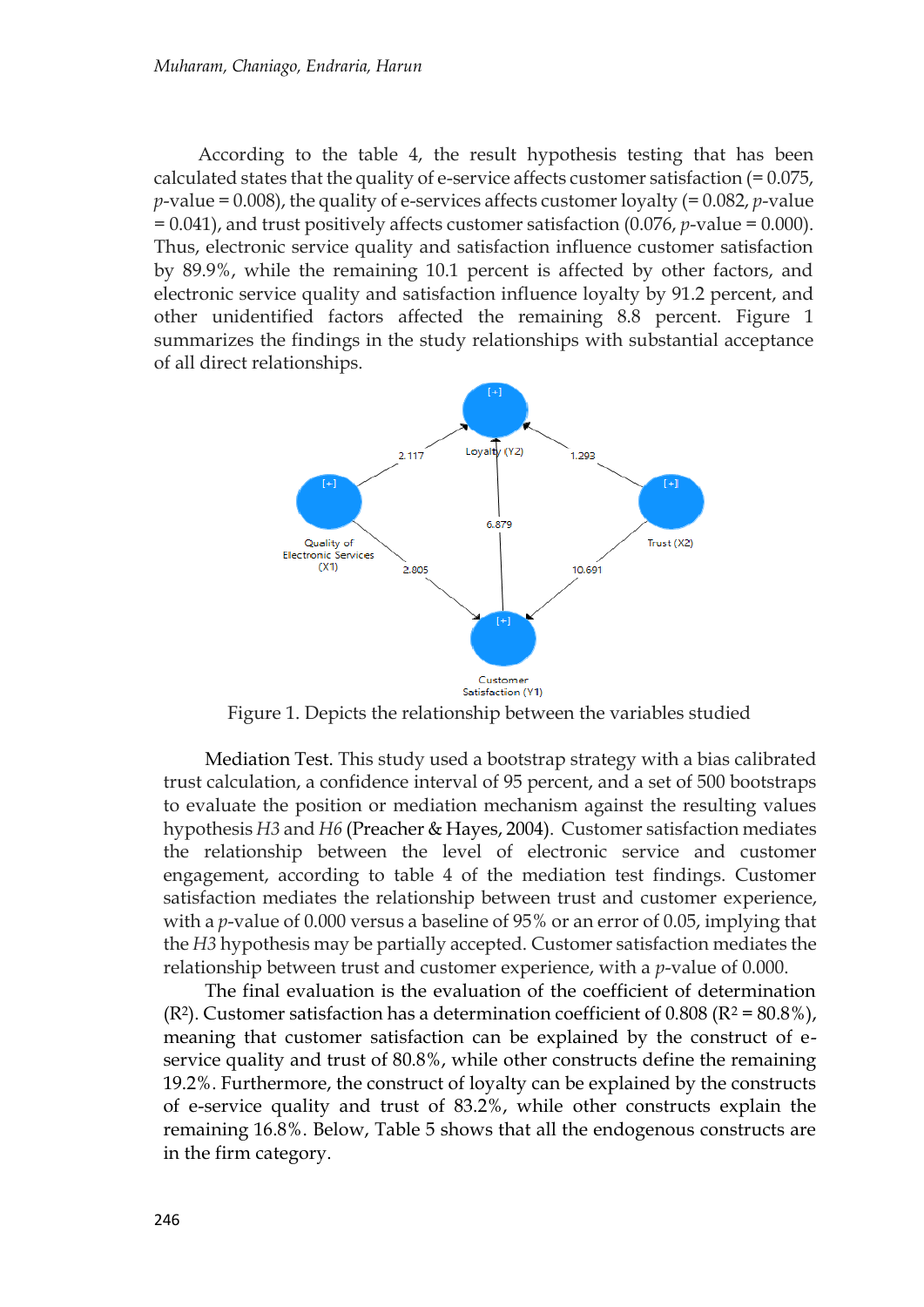According to the table 4, the result hypothesis testing that has been calculated states that the quality of e-service affects customer satisfaction (= 0.075, *p*-value = 0.008), the quality of e-services affects customer loyalty (= 0.082, *p*-value = 0.041), and trust positively affects customer satisfaction (0.076, *p*-value = 0.000). Thus, electronic service quality and satisfaction influence customer satisfaction by 89.9%, while the remaining 10.1 percent is affected by other factors, and electronic service quality and satisfaction influence loyalty by 91.2 percent, and other unidentified factors affected the remaining 8.8 percent. Figure 1 summarizes the findings in the study relationships with substantial acceptance of all direct relationships.

Figure 1. Depicts the relationship between the variables studied

Mediation Test. This study used a bootstrap strategy with a bias calibrated trust calculation, a confidence interval of 95 percent, and a set of 500 bootstraps to evaluate the position or mediation mechanism against the resulting values hypothesis *H3* and *H6* (Preacher & Hayes, 2004). Customer satisfaction mediates the relationship between the level of electronic service and customer engagement, according to table 4 of the mediation test findings. Customer satisfaction mediates the relationship between trust and customer experience, with a *p*-value of 0.000 versus a baseline of 95% or an error of 0.05, implying that the *H3* hypothesis may be partially accepted. Customer satisfaction mediates the relationship between trust and customer experience, with a *p*-value of 0.000.

The final evaluation is the evaluation of the coefficient of determination ($R^2$). Customer satisfaction has a determination coefficient of 0.808 ($R^2$ = 80.8%), meaning that customer satisfaction can be explained by the construct of e-service quality and trust of 80.8%, while other constructs define the remaining 19.2%. Furthermore, the construct of loyalty can be explained by the constructs of e-service quality and trust of 83.2%, while other constructs explain the remaining 16.8%. Below, Table 5 shows that all the endogenous constructs are in the firm category.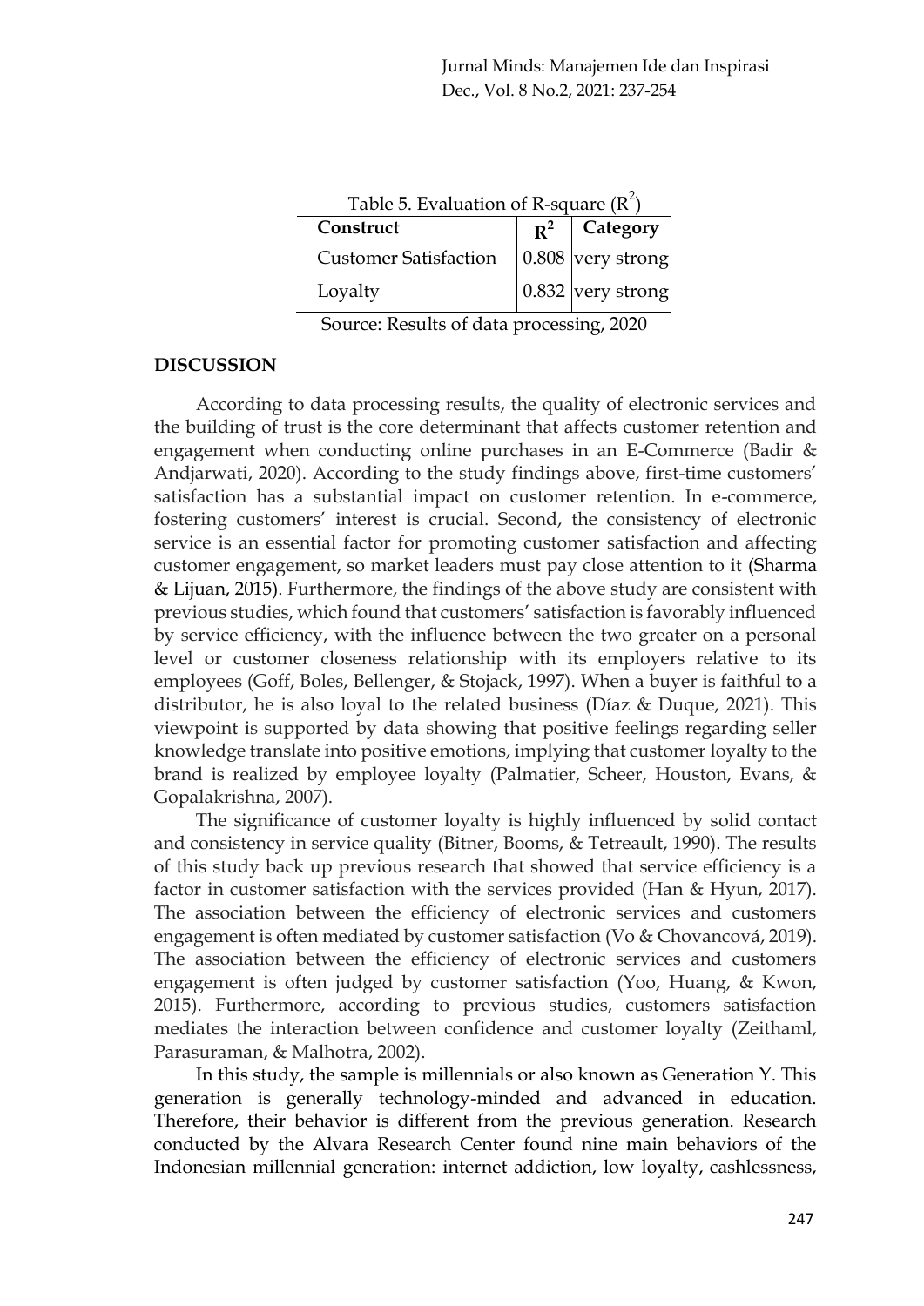Table 5. Evaluation of R-square ($R^2$)

| Construct | $R^2$ | Category |
|---|---|---|
| Customer Satisfaction | 0.808 | very strong |
| Loyalty | 0.832 | very strong |

Source: Results of data processing, 2020

## DISCUSSION

According to data processing results, the quality of electronic services and the building of trust is the core determinant that affects customer retention and engagement when conducting online purchases in an E-Commerce (Badir & Andjarwati, 2020). According to the study findings above, first-time customers' satisfaction has a substantial impact on customer retention. In e-commerce, fostering customers' interest is crucial. Second, the consistency of electronic service is an essential factor for promoting customer satisfaction and affecting customer engagement, so market leaders must pay close attention to it (Sharma & Lijuan, 2015). Furthermore, the findings of the above study are consistent with previous studies, which found that customers' satisfaction is favorably influenced by service efficiency, with the influence between the two greater on a personal level or customer closeness relationship with its employers relative to its employees (Goff, Boles, Bellenger, & Stojack, 1997). When a buyer is faithful to a distributor, he is also loyal to the related business (Díaz & Duque, 2021). This viewpoint is supported by data showing that positive feelings regarding seller knowledge translate into positive emotions, implying that customer loyalty to the brand is realized by employee loyalty (Palmatier, Scheer, Houston, Evans, & Gopalakrishna, 2007).

The significance of customer loyalty is highly influenced by solid contact and consistency in service quality (Bitner, Booms, & Tetreault, 1990). The results of this study back up previous research that showed that service efficiency is a factor in customer satisfaction with the services provided (Han & Hyun, 2017). The association between the efficiency of electronic services and customers engagement is often mediated by customer satisfaction (Vo & Chovancová, 2019). The association between the efficiency of electronic services and customers engagement is often judged by customer satisfaction (Yoo, Huang, & Kwon, 2015). Furthermore, according to previous studies, customers satisfaction mediates the interaction between confidence and customer loyalty (Zeithaml, Parasuraman, & Malhotra, 2002).

In this study, the sample is millennials or also known as Generation Y. This generation is generally technology-minded and advanced in education. Therefore, their behavior is different from the previous generation. Research conducted by the Alvara Research Center found nine main behaviors of the Indonesian millennial generation: internet addiction, low loyalty, cashlessness,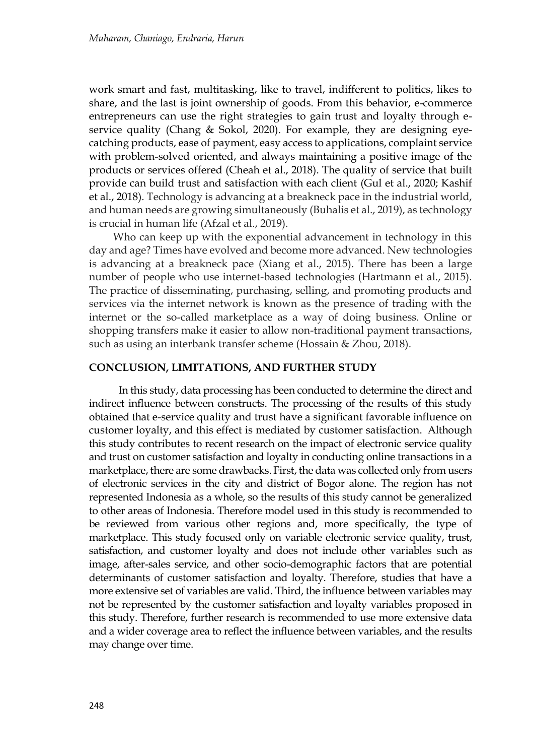work smart and fast, multitasking, like to travel, indifferent to politics, likes to share, and the last is joint ownership of goods. From this behavior, e-commerce entrepreneurs can use the right strategies to gain trust and loyalty through e-service quality (Chang & Sokol, 2020). For example, they are designing eye-catching products, ease of payment, easy access to applications, complaint service with problem-solved oriented, and always maintaining a positive image of the products or services offered (Cheah et al., 2018). The quality of service that built provide can build trust and satisfaction with each client (Gul et al., 2020; Kashif et al., 2018). Technology is advancing at a breakneck pace in the industrial world, and human needs are growing simultaneously (Buhalis et al., 2019), as technology is crucial in human life (Afzal et al., 2019).

Who can keep up with the exponential advancement in technology in this day and age? Times have evolved and become more advanced. New technologies is advancing at a breakneck pace (Xiang et al., 2015). There has been a large number of people who use internet-based technologies (Hartmann et al., 2015). The practice of disseminating, purchasing, selling, and promoting products and services via the internet network is known as the presence of trading with the internet or the so-called marketplace as a way of doing business. Online or shopping transfers make it easier to allow non-traditional payment transactions, such as using an interbank transfer scheme (Hossain & Zhou, 2018).

## CONCLUSION, LIMITATIONS, AND FURTHER STUDY

In this study, data processing has been conducted to determine the direct and indirect influence between constructs. The processing of the results of this study obtained that e-service quality and trust have a significant favorable influence on customer loyalty, and this effect is mediated by customer satisfaction. Although this study contributes to recent research on the impact of electronic service quality and trust on customer satisfaction and loyalty in conducting online transactions in a marketplace, there are some drawbacks. First, the data was collected only from users of electronic services in the city and district of Bogor alone. The region has not represented Indonesia as a whole, so the results of this study cannot be generalized to other areas of Indonesia. Therefore model used in this study is recommended to be reviewed from various other regions and, more specifically, the type of marketplace. This study focused only on variable electronic service quality, trust, satisfaction, and customer loyalty and does not include other variables such as image, after-sales service, and other socio-demographic factors that are potential determinants of customer satisfaction and loyalty. Therefore, studies that have a more extensive set of variables are valid. Third, the influence between variables may not be represented by the customer satisfaction and loyalty variables proposed in this study. Therefore, further research is recommended to use more extensive data and a wider coverage area to reflect the influence between variables, and the results may change over time.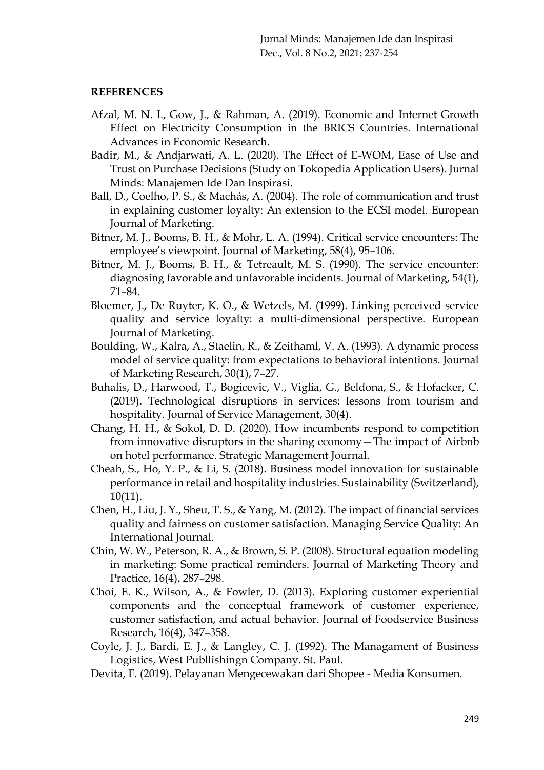## REFERENCES

Afzal, M. N. I., Gow, J., & Rahman, A. (2019). Economic and Internet Growth Effect on Electricity Consumption in the BRICS Countries. International Advances in Economic Research.

Badir, M., & Andjarwati, A. L. (2020). The Effect of E-WOM, Ease of Use and Trust on Purchase Decisions (Study on Tokopedia Application Users). Jurnal Minds: Manajemen Ide Dan Inspirasi.

Ball, D., Coelho, P. S., & Machás, A. (2004). The role of communication and trust in explaining customer loyalty: An extension to the ECSI model. European Journal of Marketing.

Bitner, M. J., Booms, B. H., & Mohr, L. A. (1994). Critical service encounters: The employee's viewpoint. Journal of Marketing, 58(4), 95–106.

Bitner, M. J., Booms, B. H., & Tetreault, M. S. (1990). The service encounter: diagnosing favorable and unfavorable incidents. Journal of Marketing, 54(1), 71–84.

Bloemer, J., De Ruyter, K. O., & Wetzels, M. (1999). Linking perceived service quality and service loyalty: a multi-dimensional perspective. European Journal of Marketing.

Boulding, W., Kalra, A., Staelin, R., & Zeithaml, V. A. (1993). A dynamic process model of service quality: from expectations to behavioral intentions. Journal of Marketing Research, 30(1), 7–27.

Buhalis, D., Harwood, T., Bogicevic, V., Viglia, G., Beldona, S., & Hofacker, C. (2019). Technological disruptions in services: lessons from tourism and hospitality. Journal of Service Management, 30(4).

Chang, H. H., & Sokol, D. D. (2020). How incumbents respond to competition from innovative disruptors in the sharing economy—The impact of Airbnb on hotel performance. Strategic Management Journal.

Cheah, S., Ho, Y. P., & Li, S. (2018). Business model innovation for sustainable performance in retail and hospitality industries. Sustainability (Switzerland), 10(11).

Chen, H., Liu, J. Y., Sheu, T. S., & Yang, M. (2012). The impact of financial services quality and fairness on customer satisfaction. Managing Service Quality: An International Journal.

Chin, W. W., Peterson, R. A., & Brown, S. P. (2008). Structural equation modeling in marketing: Some practical reminders. Journal of Marketing Theory and Practice, 16(4), 287–298.

Choi, E. K., Wilson, A., & Fowler, D. (2013). Exploring customer experiential components and the conceptual framework of customer experience, customer satisfaction, and actual behavior. Journal of Foodservice Business Research, 16(4), 347–358.

Coyle, J. J., Bardi, E. J., & Langley, C. J. (1992). The Managament of Business Logistics, West Publlishingn Company. St. Paul.

Devita, F. (2019). Pelayanan Mengecewakan dari Shopee - Media Konsumen.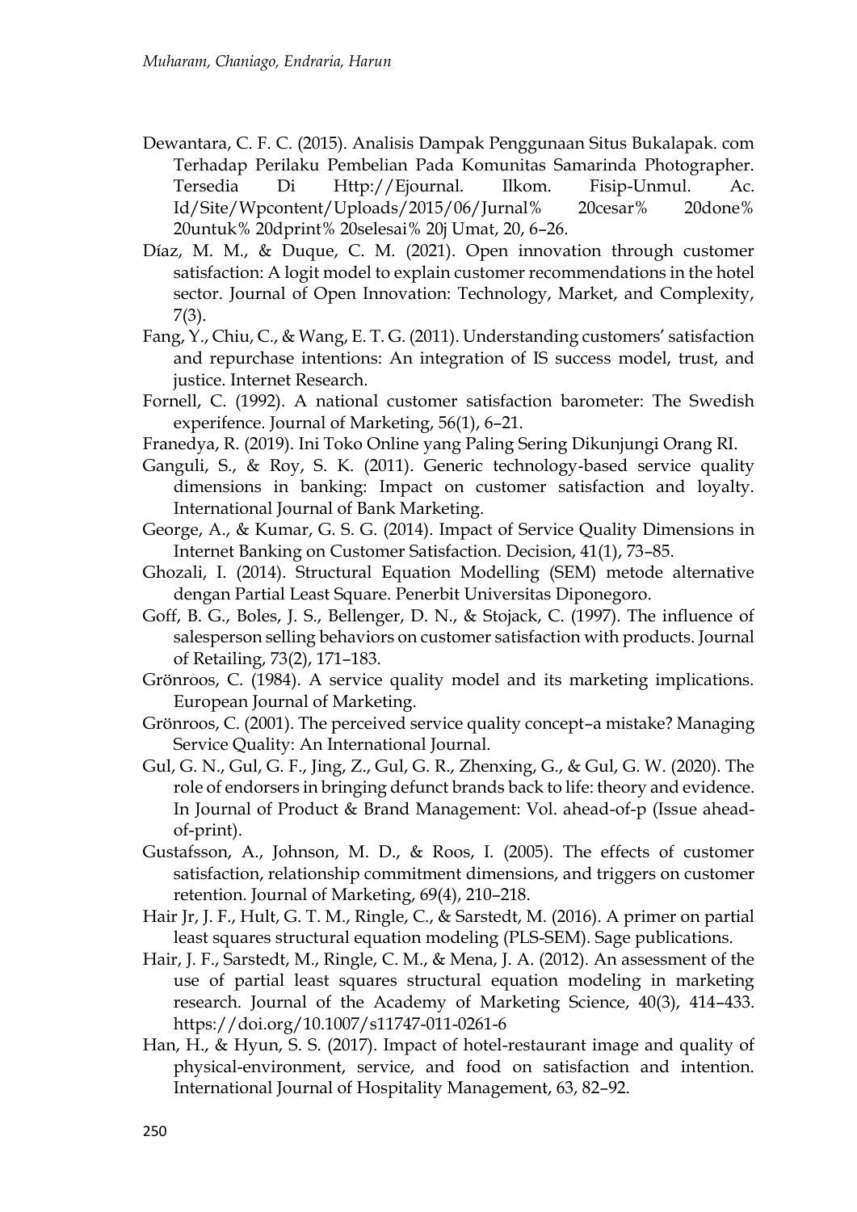Dewantara, C. F. C. (2015). Analisis Dampak Penggunaan Situs Bukalapak. com Terhadap Perilaku Pembelian Pada Komunitas Samarinda Photographer. Tersedia Di Http://Ejournal. Ilkom. Fisip-Unmul. Ac. Id/Site/Wpcontent/Uploads/2015/06/Jurnal% 20cesar% 20done% 20untuk% 20dprint% 20selesai% 20j Umat, 20, 6–26.

Díaz, M. M., & Duque, C. M. (2021). Open innovation through customer satisfaction: A logit model to explain customer recommendations in the hotel sector. Journal of Open Innovation: Technology, Market, and Complexity, 7(3).

Fang, Y., Chiu, C., & Wang, E. T. G. (2011). Understanding customers' satisfaction and repurchase intentions: An integration of IS success model, trust, and justice. Internet Research.

Fornell, C. (1992). A national customer satisfaction barometer: The Swedish experifence. Journal of Marketing, 56(1), 6–21.

Franedya, R. (2019). Ini Toko Online yang Paling Sering Dikunjungi Orang RI.

Ganguli, S., & Roy, S. K. (2011). Generic technology-based service quality dimensions in banking: Impact on customer satisfaction and loyalty. International Journal of Bank Marketing.

George, A., & Kumar, G. S. G. (2014). Impact of Service Quality Dimensions in Internet Banking on Customer Satisfaction. Decision, 41(1), 73–85.

Ghozali, I. (2014). Structural Equation Modelling (SEM) metode alternative dengan Partial Least Square. Penerbit Universitas Diponegoro.

Goff, B. G., Boles, J. S., Bellenger, D. N., & Stojack, C. (1997). The influence of salesperson selling behaviors on customer satisfaction with products. Journal of Retailing, 73(2), 171–183.

Grönroos, C. (1984). A service quality model and its marketing implications. European Journal of Marketing.

Grönroos, C. (2001). The perceived service quality concept–a mistake? Managing Service Quality: An International Journal.

Gul, G. N., Gul, G. F., Jing, Z., Gul, G. R., Zhenxing, G., & Gul, G. W. (2020). The role of endorsers in bringing defunct brands back to life: theory and evidence. In Journal of Product & Brand Management: Vol. ahead-of-p (Issue ahead-of-print).

Gustafsson, A., Johnson, M. D., & Roos, I. (2005). The effects of customer satisfaction, relationship commitment dimensions, and triggers on customer retention. Journal of Marketing, 69(4), 210–218.

Hair Jr, J. F., Hult, G. T. M., Ringle, C., & Sarstedt, M. (2016). A primer on partial least squares structural equation modeling (PLS-SEM). Sage publications.

Hair, J. F., Sarstedt, M., Ringle, C. M., & Mena, J. A. (2012). An assessment of the use of partial least squares structural equation modeling in marketing research. Journal of the Academy of Marketing Science, 40(3), 414–433. https://doi.org/10.1007/s11747-011-0261-6

Han, H., & Hyun, S. S. (2017). Impact of hotel-restaurant image and quality of physical-environment, service, and food on satisfaction and intention. International Journal of Hospitality Management, 63, 82–92.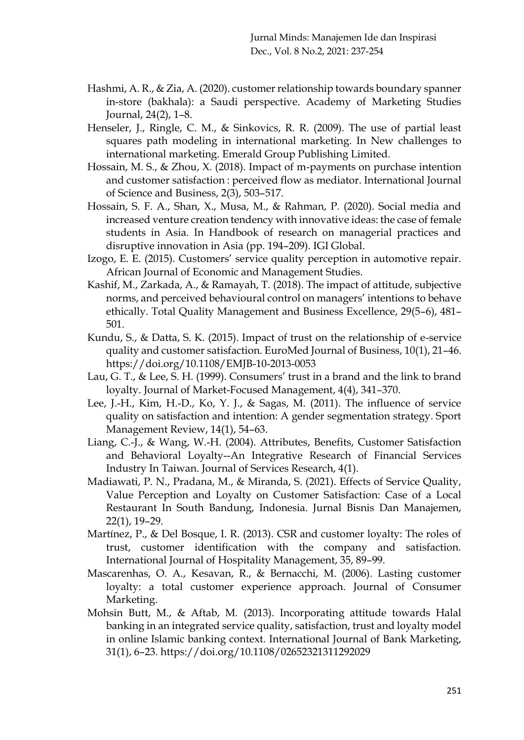Hashmi, A. R., & Zia, A. (2020). customer relationship towards boundary spanner in-store (bakhala): a Saudi perspective. Academy of Marketing Studies Journal, 24(2), 1–8.

Henseler, J., Ringle, C. M., & Sinkovics, R. R. (2009). The use of partial least squares path modeling in international marketing. In New challenges to international marketing. Emerald Group Publishing Limited.

Hossain, M. S., & Zhou, X. (2018). Impact of m-payments on purchase intention and customer satisfaction : perceived flow as mediator. International Journal of Science and Business, 2(3), 503–517.

Hossain, S. F. A., Shan, X., Musa, M., & Rahman, P. (2020). Social media and increased venture creation tendency with innovative ideas: the case of female students in Asia. In Handbook of research on managerial practices and disruptive innovation in Asia (pp. 194–209). IGI Global.

Izogo, E. E. (2015). Customers' service quality perception in automotive repair. African Journal of Economic and Management Studies.

Kashif, M., Zarkada, A., & Ramayah, T. (2018). The impact of attitude, subjective norms, and perceived behavioural control on managers' intentions to behave ethically. Total Quality Management and Business Excellence, 29(5–6), 481–501.

Kundu, S., & Datta, S. K. (2015). Impact of trust on the relationship of e-service quality and customer satisfaction. EuroMed Journal of Business, 10(1), 21–46. https://doi.org/10.1108/EMJB-10-2013-0053

Lau, G. T., & Lee, S. H. (1999). Consumers' trust in a brand and the link to brand loyalty. Journal of Market-Focused Management, 4(4), 341–370.

Lee, J.-H., Kim, H.-D., Ko, Y. J., & Sagas, M. (2011). The influence of service quality on satisfaction and intention: A gender segmentation strategy. Sport Management Review, 14(1), 54–63.

Liang, C.-J., & Wang, W.-H. (2004). Attributes, Benefits, Customer Satisfaction and Behavioral Loyalty--An Integrative Research of Financial Services Industry In Taiwan. Journal of Services Research, 4(1).

Madiawati, P. N., Pradana, M., & Miranda, S. (2021). Effects of Service Quality, Value Perception and Loyalty on Customer Satisfaction: Case of a Local Restaurant In South Bandung, Indonesia. Jurnal Bisnis Dan Manajemen, 22(1), 19–29.

Martínez, P., & Del Bosque, I. R. (2013). CSR and customer loyalty: The roles of trust, customer identification with the company and satisfaction. International Journal of Hospitality Management, 35, 89–99.

Mascarenhas, O. A., Kesavan, R., & Bernacchi, M. (2006). Lasting customer loyalty: a total customer experience approach. Journal of Consumer Marketing.

Mohsin Butt, M., & Aftab, M. (2013). Incorporating attitude towards Halal banking in an integrated service quality, satisfaction, trust and loyalty model in online Islamic banking context. International Journal of Bank Marketing, 31(1), 6–23. https://doi.org/10.1108/02652321311292029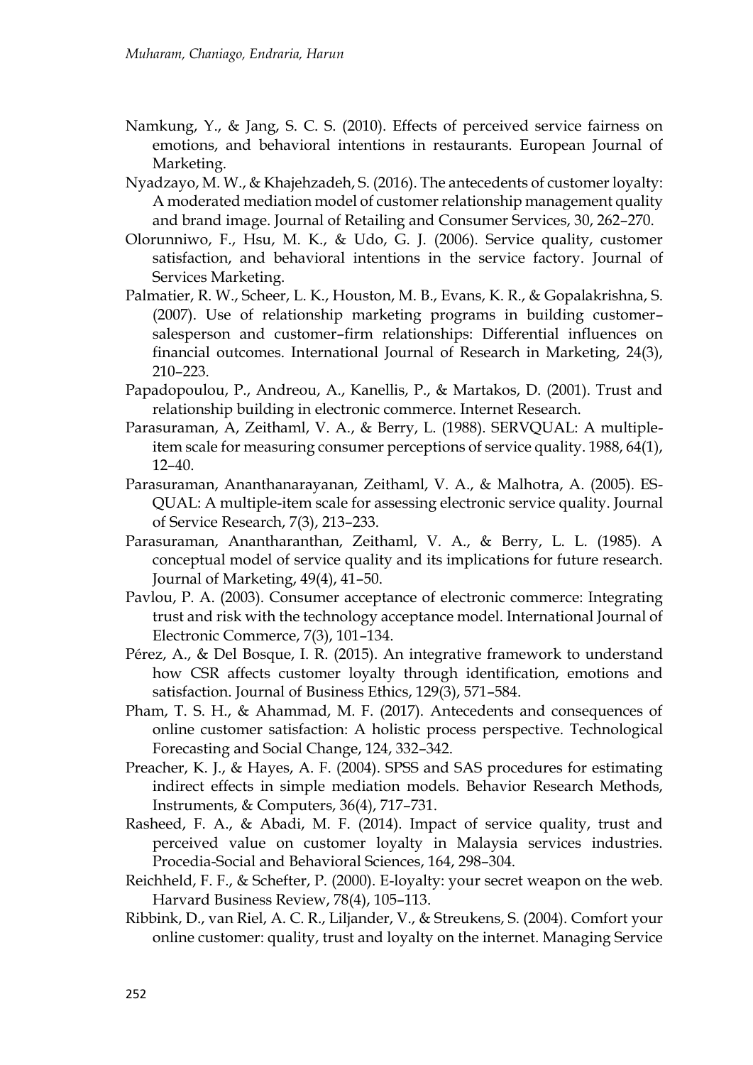Namkung, Y., & Jang, S. C. S. (2010). Effects of perceived service fairness on emotions, and behavioral intentions in restaurants. European Journal of Marketing.

Nyadzayo, M. W., & Khajehzadeh, S. (2016). The antecedents of customer loyalty: A moderated mediation model of customer relationship management quality and brand image. Journal of Retailing and Consumer Services, 30, 262–270.

Olorunniwo, F., Hsu, M. K., & Udo, G. J. (2006). Service quality, customer satisfaction, and behavioral intentions in the service factory. Journal of Services Marketing.

Palmatier, R. W., Scheer, L. K., Houston, M. B., Evans, K. R., & Gopalakrishna, S. (2007). Use of relationship marketing programs in building customer–salesperson and customer–firm relationships: Differential influences on financial outcomes. International Journal of Research in Marketing, 24(3), 210–223.

Papadopoulou, P., Andreou, A., Kanellis, P., & Martakos, D. (2001). Trust and relationship building in electronic commerce. Internet Research.

Parasuraman, A, Zeithaml, V. A., & Berry, L. (1988). SERVQUAL: A multiple-item scale for measuring consumer perceptions of service quality. 1988, 64(1), 12–40.

Parasuraman, Ananthanarayanan, Zeithaml, V. A., & Malhotra, A. (2005). ES-QUAL: A multiple-item scale for assessing electronic service quality. Journal of Service Research, 7(3), 213–233.

Parasuraman, Anantharanthan, Zeithaml, V. A., & Berry, L. L. (1985). A conceptual model of service quality and its implications for future research. Journal of Marketing, 49(4), 41–50.

Pavlou, P. A. (2003). Consumer acceptance of electronic commerce: Integrating trust and risk with the technology acceptance model. International Journal of Electronic Commerce, 7(3), 101–134.

Pérez, A., & Del Bosque, I. R. (2015). An integrative framework to understand how CSR affects customer loyalty through identification, emotions and satisfaction. Journal of Business Ethics, 129(3), 571–584.

Pham, T. S. H., & Ahammad, M. F. (2017). Antecedents and consequences of online customer satisfaction: A holistic process perspective. Technological Forecasting and Social Change, 124, 332–342.

Preacher, K. J., & Hayes, A. F. (2004). SPSS and SAS procedures for estimating indirect effects in simple mediation models. Behavior Research Methods, Instruments, & Computers, 36(4), 717–731.

Rasheed, F. A., & Abadi, M. F. (2014). Impact of service quality, trust and perceived value on customer loyalty in Malaysia services industries. Procedia-Social and Behavioral Sciences, 164, 298–304.

Reichheld, F. F., & Schefter, P. (2000). E-loyalty: your secret weapon on the web. Harvard Business Review, 78(4), 105–113.

Ribbink, D., van Riel, A. C. R., Liljander, V., & Streukens, S. (2004). Comfort your online customer: quality, trust and loyalty on the internet. Managing Service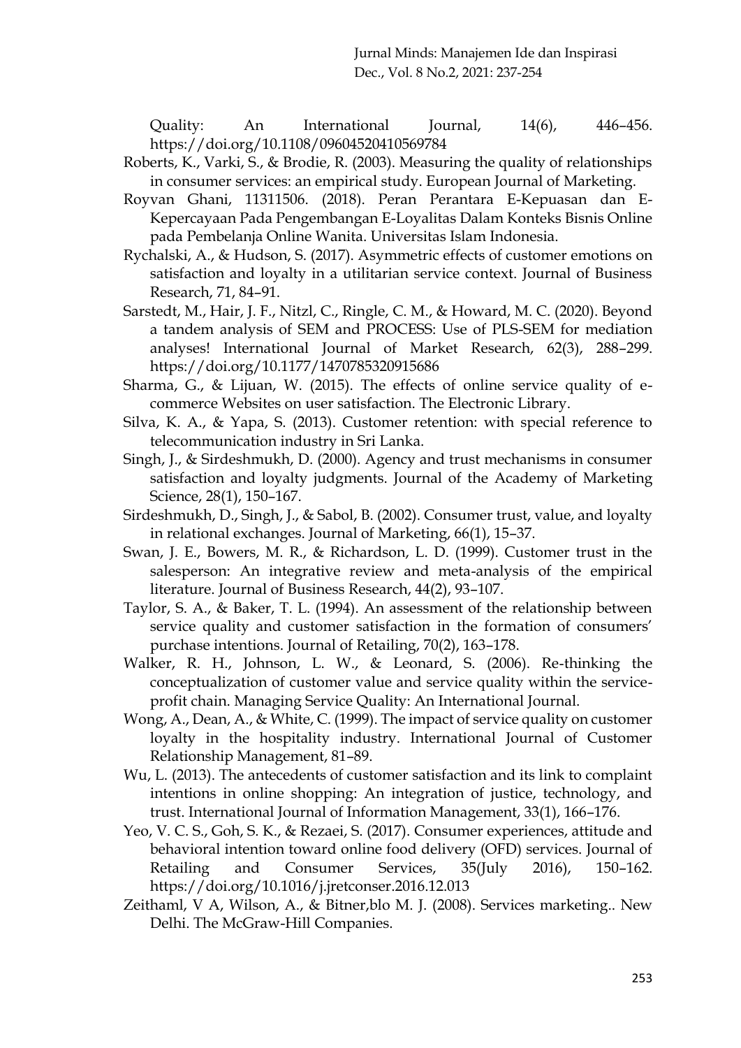Quality: An International Journal, 14(6), 446–456. https://doi.org/10.1108/09604520410569784

Roberts, K., Varki, S., & Brodie, R. (2003). Measuring the quality of relationships in consumer services: an empirical study. European Journal of Marketing.

Royvan Ghani, 11311506. (2018). Peran Perantara E-Kepuasan dan E-Kepercayaan Pada Pengembangan E-Loyalitas Dalam Konteks Bisnis Online pada Pembelanja Online Wanita. Universitas Islam Indonesia.

Rychalski, A., & Hudson, S. (2017). Asymmetric effects of customer emotions on satisfaction and loyalty in a utilitarian service context. Journal of Business Research, 71, 84–91.

Sarstedt, M., Hair, J. F., Nitzl, C., Ringle, C. M., & Howard, M. C. (2020). Beyond a tandem analysis of SEM and PROCESS: Use of PLS-SEM for mediation analyses! International Journal of Market Research, 62(3), 288–299. https://doi.org/10.1177/1470785320915686

Sharma, G., & Lijuan, W. (2015). The effects of online service quality of e-commerce Websites on user satisfaction. The Electronic Library.

Silva, K. A., & Yapa, S. (2013). Customer retention: with special reference to telecommunication industry in Sri Lanka.

Singh, J., & Sirdeshmukh, D. (2000). Agency and trust mechanisms in consumer satisfaction and loyalty judgments. Journal of the Academy of Marketing Science, 28(1), 150–167.

Sirdeshmukh, D., Singh, J., & Sabol, B. (2002). Consumer trust, value, and loyalty in relational exchanges. Journal of Marketing, 66(1), 15–37.

Swan, J. E., Bowers, M. R., & Richardson, L. D. (1999). Customer trust in the salesperson: An integrative review and meta-analysis of the empirical literature. Journal of Business Research, 44(2), 93–107.

Taylor, S. A., & Baker, T. L. (1994). An assessment of the relationship between service quality and customer satisfaction in the formation of consumers' purchase intentions. Journal of Retailing, 70(2), 163–178.

Walker, R. H., Johnson, L. W., & Leonard, S. (2006). Re-thinking the conceptualization of customer value and service quality within the service-profit chain. Managing Service Quality: An International Journal.

Wong, A., Dean, A., & White, C. (1999). The impact of service quality on customer loyalty in the hospitality industry. International Journal of Customer Relationship Management, 81–89.

Wu, L. (2013). The antecedents of customer satisfaction and its link to complaint intentions in online shopping: An integration of justice, technology, and trust. International Journal of Information Management, 33(1), 166–176.

Yeo, V. C. S., Goh, S. K., & Rezaei, S. (2017). Consumer experiences, attitude and behavioral intention toward online food delivery (OFD) services. Journal of Retailing and Consumer Services, 35(July 2016), 150–162. https://doi.org/10.1016/j.jretconser.2016.12.013

Zeithaml, V A, Wilson, A., & Bitner,blo M. J. (2008). Services marketing.. New Delhi. The McGraw-Hill Companies.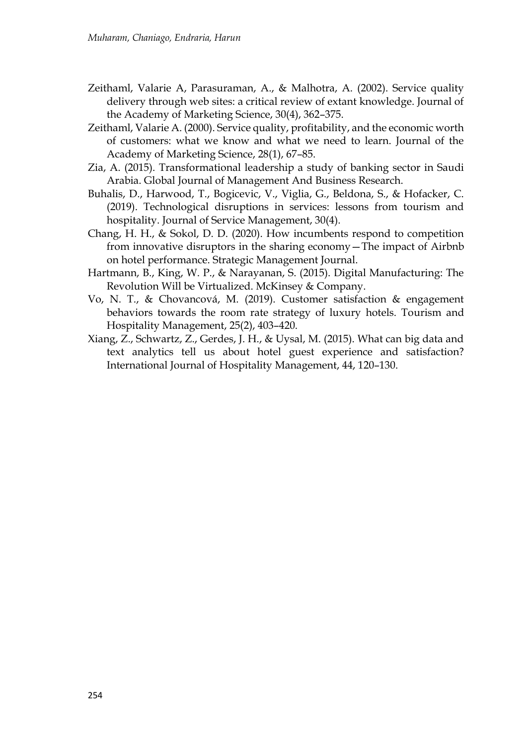Zeithaml, Valarie A, Parasuraman, A., & Malhotra, A. (2002). Service quality delivery through web sites: a critical review of extant knowledge. Journal of the Academy of Marketing Science, 30(4), 362–375.

Zeithaml, Valarie A. (2000). Service quality, profitability, and the economic worth of customers: what we know and what we need to learn. Journal of the Academy of Marketing Science, 28(1), 67–85.

Zia, A. (2015). Transformational leadership a study of banking sector in Saudi Arabia. Global Journal of Management And Business Research.

Buhalis, D., Harwood, T., Bogicevic, V., Viglia, G., Beldona, S., & Hofacker, C. (2019). Technological disruptions in services: lessons from tourism and hospitality. Journal of Service Management, 30(4).

Chang, H. H., & Sokol, D. D. (2020). How incumbents respond to competition from innovative disruptors in the sharing economy—The impact of Airbnb on hotel performance. Strategic Management Journal.

Hartmann, B., King, W. P., & Narayanan, S. (2015). Digital Manufacturing: The Revolution Will be Virtualized. McKinsey & Company.

Vo, N. T., & Chovancová, M. (2019). Customer satisfaction & engagement behaviors towards the room rate strategy of luxury hotels. Tourism and Hospitality Management, 25(2), 403–420.

Xiang, Z., Schwartz, Z., Gerdes, J. H., & Uysal, M. (2015). What can big data and text analytics tell us about hotel guest experience and satisfaction? International Journal of Hospitality Management, 44, 120–130.